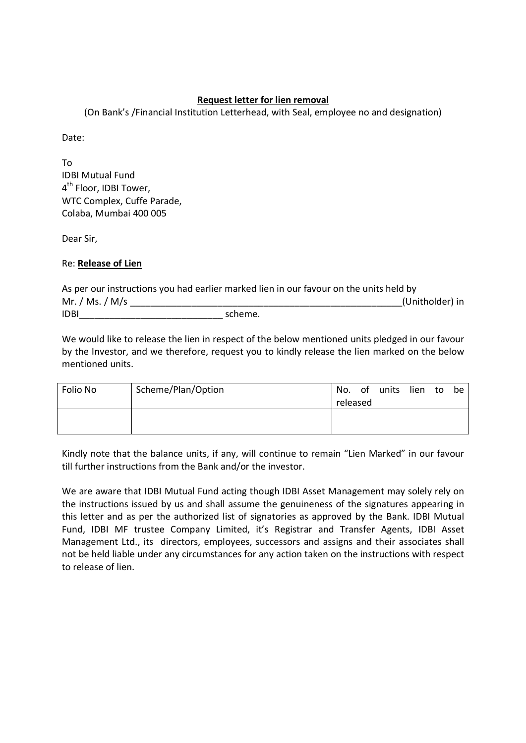**<u>Request letter for lien removal</u>**

(On Bank's /Financial Institution Letterhead, with Seal, employee no and designation)

Date:

To
IDBI Mutual Fund
4th Floor, IDBI Tower,
WTC Complex, Cuffe Parade,
Colaba, Mumbai 400 005

Dear Sir,

Re: **<u>Release of Lien</u>**

As per our instructions you had earlier marked lien in our favour on the units held by Mr. / Ms. / M/s ________________________________________________________(Unitholder) in IDBI_____________________________ scheme.

We would like to release the lien in respect of the below mentioned units pledged in our favour by the Investor, and we therefore, request you to kindly release the lien marked on the below mentioned units.

| Folio No | Scheme/Plan/Option | No. of units lien to be released |
| --- | --- | --- |
| | | |

Kindly note that the balance units, if any, will continue to remain "Lien Marked" in our favour till further instructions from the Bank and/or the investor.

We are aware that IDBI Mutual Fund acting though IDBI Asset Management may solely rely on the instructions issued by us and shall assume the genuineness of the signatures appearing in this letter and as per the authorized list of signatories as approved by the Bank. IDBI Mutual Fund, IDBI MF trustee Company Limited, it's Registrar and Transfer Agents, IDBI Asset Management Ltd., its directors, employees, successors and assigns and their associates shall not be held liable under any circumstances for any action taken on the instructions with respect to release of lien.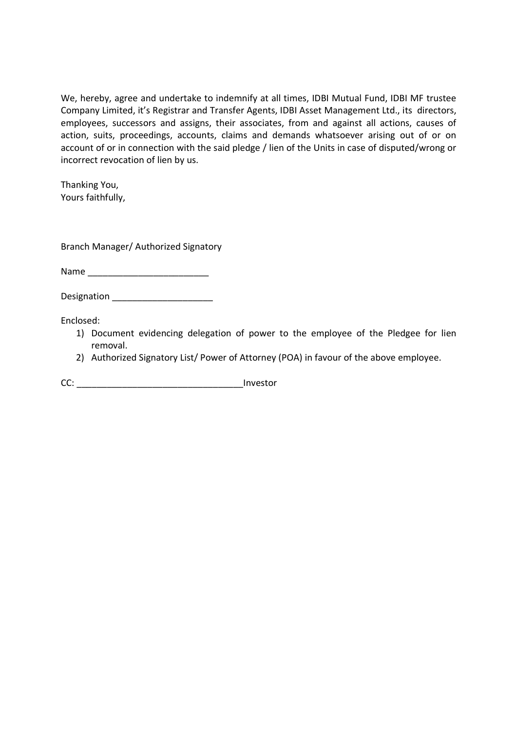We, hereby, agree and undertake to indemnify at all times, IDBI Mutual Fund, IDBI MF trustee Company Limited, it's Registrar and Transfer Agents, IDBI Asset Management Ltd., its directors, employees, successors and assigns, their associates, from and against all actions, causes of action, suits, proceedings, accounts, claims and demands whatsoever arising out of or on account of or in connection with the said pledge / lien of the Units in case of disputed/wrong or incorrect revocation of lien by us.

Thanking You,
Yours faithfully,

Branch Manager/ Authorized Signatory

Name ________________________

Designation ____________________

Enclosed:

1) Document evidencing delegation of power to the employee of the Pledgee for lien removal.
2) Authorized Signatory List/ Power of Attorney (POA) in favour of the above employee.

CC: ________________________________Investor